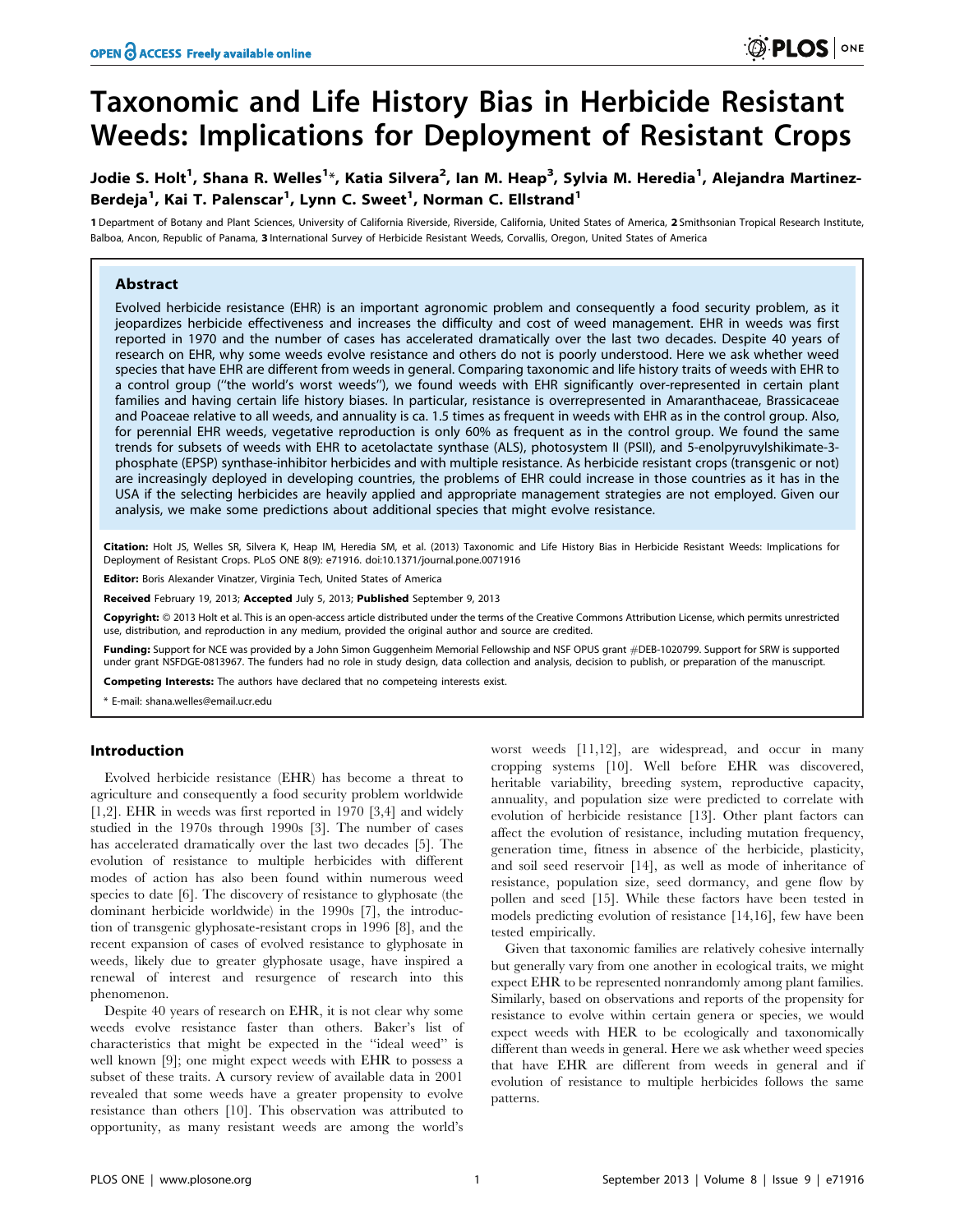# Taxonomic and Life History Bias in Herbicide Resistant Weeds: Implications for Deployment of Resistant Crops

**Jodie S. Holt[1], Shana R. Welles[1]*, Katia Silvera[2], Ian M. Heap[3], Sylvia M. Heredia[1], Alejandra Martinez-Berdeja[1], Kai T. Palenscar[1], Lynn C. Sweet[1], Norman C. Ellstrand[1]**

1 Department of Botany and Plant Sciences, University of California Riverside, Riverside, California, United States of America, 2 Smithsonian Tropical Research Institute, Balboa, Ancon, Republic of Panama, 3 International Survey of Herbicide Resistant Weeds, Corvallis, Oregon, United States of America

## Abstract

Evolved herbicide resistance (EHR) is an important agronomic problem and consequently a food security problem, as it jeopardizes herbicide effectiveness and increases the difficulty and cost of weed management. EHR in weeds was first reported in 1970 and the number of cases has accelerated dramatically over the last two decades. Despite 40 years of research on EHR, why some weeds evolve resistance and others do not is poorly understood. Here we ask whether weed species that have EHR are different from weeds in general. Comparing taxonomic and life history traits of weeds with EHR to a control group ("the world's worst weeds"), we found weeds with EHR significantly over-represented in certain plant families and having certain life history biases. In particular, resistance is overrepresented in Amaranthaceae, Brassicaceae and Poaceae relative to all weeds, and annuality is ca. 1.5 times as frequent in weeds with EHR as in the control group. Also, for perennial EHR weeds, vegetative reproduction is only 60% as frequent as in the control group. We found the same trends for subsets of weeds with EHR to acetolactate synthase (ALS), photosystem II (PSII), and 5-enolpyruvylshikimate-3-phosphate (EPSP) synthase-inhibitor herbicides and with multiple resistance. As herbicide resistant crops (transgenic or not) are increasingly deployed in developing countries, the problems of EHR could increase in those countries as it has in the USA if the selecting herbicides are heavily applied and appropriate management strategies are not employed. Given our analysis, we make some predictions about additional species that might evolve resistance.

**Citation:** Holt JS, Welles SR, Silvera K, Heap IM, Heredia SM, et al. (2013) Taxonomic and Life History Bias in Herbicide Resistant Weeds: Implications for Deployment of Resistant Crops. PLoS ONE 8(9): e71916. doi:10.1371/journal.pone.0071916

**Editor:** Boris Alexander Vinatzer, Virginia Tech, United States of America

**Received** February 19, 2013; **Accepted** July 5, 2013; **Published** September 9, 2013

**Copyright:** © 2013 Holt et al. This is an open-access article distributed under the terms of the Creative Commons Attribution License, which permits unrestricted use, distribution, and reproduction in any medium, provided the original author and source are credited.

**Funding:** Support for NCE was provided by a John Simon Guggenheim Memorial Fellowship and NSF OPUS grant #DEB-1020799. Support for SRW is supported under grant NSFDGE-0813967. The funders had no role in study design, data collection and analysis, decision to publish, or preparation of the manuscript.

**Competing Interests:** The authors have declared that no competeing interests exist.

* E-mail: shana.welles@email.ucr.edu

## Introduction

Evolved herbicide resistance (EHR) has become a threat to agriculture and consequently a food security problem worldwide [1,2]. EHR in weeds was first reported in 1970 [3,4] and widely studied in the 1970s through 1990s [3]. The number of cases has accelerated dramatically over the last two decades [5]. The evolution of resistance to multiple herbicides with different modes of action has also been found within numerous weed species to date [6]. The discovery of resistance to glyphosate (the dominant herbicide worldwide) in the 1990s [7], the introduction of transgenic glyphosate-resistant crops in 1996 [8], and the recent expansion of cases of evolved resistance to glyphosate in weeds, likely due to greater glyphosate usage, have inspired a renewal of interest and resurgence of research into this phenomenon.

Despite 40 years of research on EHR, it is not clear why some weeds evolve resistance faster than others. Baker's list of characteristics that might be expected in the "ideal weed" is well known [9]; one might expect weeds with EHR to possess a subset of these traits. A cursory review of available data in 2001 revealed that some weeds have a greater propensity to evolve resistance than others [10]. This observation was attributed to opportunity, as many resistant weeds are among the world's worst weeds [11,12], are widespread, and occur in many cropping systems [10]. Well before EHR was discovered, heritable variability, breeding system, reproductive capacity, annuality, and population size were predicted to correlate with evolution of herbicide resistance [13]. Other plant factors can affect the evolution of resistance, including mutation frequency, generation time, fitness in absence of the herbicide, plasticity, and soil seed reservoir [14], as well as mode of inheritance of resistance, population size, seed dormancy, and gene flow by pollen and seed [15]. While these factors have been tested in models predicting evolution of resistance [14,16], few have been tested empirically.

Given that taxonomic families are relatively cohesive internally but generally vary from one another in ecological traits, we might expect EHR to be represented nonrandomly among plant families. Similarly, based on observations and reports of the propensity for resistance to evolve within certain genera or species, we would expect weeds with HER to be ecologically and taxonomically different than weeds in general. Here we ask whether weed species that have EHR are different from weeds in general and if evolution of resistance to multiple herbicides follows the same patterns.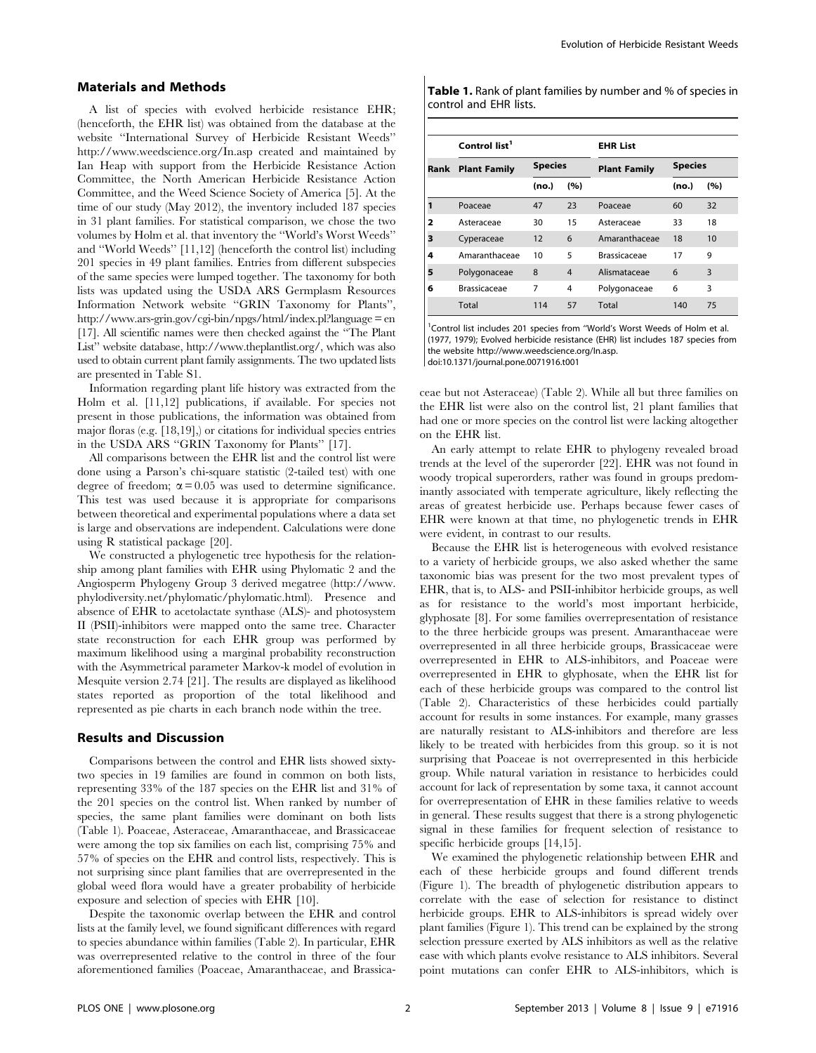## Materials and Methods

A list of species with evolved herbicide resistance EHR; (henceforth, the EHR list) was obtained from the database at the website "International Survey of Herbicide Resistant Weeds" http://www.weedscience.org/In.asp created and maintained by Ian Heap with support from the Herbicide Resistance Action Committee, the North American Herbicide Resistance Action Committee, and the Weed Science Society of America [5]. At the time of our study (May 2012), the inventory included 187 species in 31 plant families. For statistical comparison, we chose the two volumes by Holm et al. that inventory the "World's Worst Weeds" and "World Weeds" [11,12] (henceforth the control list) including 201 species in 49 plant families. Entries from different subspecies of the same species were lumped together. The taxonomy for both lists was updated using the USDA ARS Germplasm Resources Information Network website "GRIN Taxonomy for Plants", http://www.ars-grin.gov/cgi-bin/npgs/html/index.pl?language=en [17]. All scientific names were then checked against the "The Plant List" website database, http://www.theplantlist.org/, which was also used to obtain current plant family assignments. The two updated lists are presented in Table S1.

Information regarding plant life history was extracted from the Holm et al. [11,12] publications, if available. For species not present in those publications, the information was obtained from major floras (e.g. [18,19],) or citations for individual species entries in the USDA ARS "GRIN Taxonomy for Plants" [17].

All comparisons between the EHR list and the control list were done using a Parson's chi-square statistic (2-tailed test) with one degree of freedom; $\alpha = 0.05$ was used to determine significance. This test was used because it is appropriate for comparisons between theoretical and experimental populations where a data set is large and observations are independent. Calculations were done using R statistical package [20].

We constructed a phylogenetic tree hypothesis for the relationship among plant families with EHR using Phylomatic 2 and the Angiosperm Phylogeny Group 3 derived megatree (http://www.phylodiversity.net/phylomatic/phylomatic.html). Presence and absence of EHR to acetolactate synthase (ALS)- and photosystem II (PSII)-inhibitors were mapped onto the same tree. Character state reconstruction for each EHR group was performed by maximum likelihood using a marginal probability reconstruction with the Asymmetrical parameter Markov-k model of evolution in Mesquite version 2.74 [21]. The results are displayed as likelihood states reported as proportion of the total likelihood and represented as pie charts in each branch node within the tree.

## Results and Discussion

Comparisons between the control and EHR lists showed sixty-two species in 19 families are found in common on both lists, representing 33% of the 187 species on the EHR list and 31% of the 201 species on the control list. When ranked by number of species, the same plant families were dominant on both lists (Table 1). Poaceae, Asteraceae, Amaranthaceae, and Brassicaceae were among the top six families on each list, comprising 75% and 57% of species on the EHR and control lists, respectively. This is not surprising since plant families that are overrepresented in the global weed flora would have a greater probability of herbicide exposure and selection of species with EHR [10].

Despite the taxonomic overlap between the EHR and control lists at the family level, we found significant differences with regard to species abundance within families (Table 2). In particular, EHR was overrepresented relative to the control in three of the four aforementioned families (Poaceae, Amaranthaceae, and Brassicaceae but not Asteraceae) (Table 2). While all but three families on the EHR list were also on the control list, 21 plant families that had one or more species on the control list were lacking altogether on the EHR list.

**Table 1.** Rank of plant families by number and % of species in control and EHR lists.

| Rank | Control list[1] Plant Family | Species (no.) | Species (%) | EHR List Plant Family | Species (no.) | Species (%) |
|---|---|---|---|---|---|---|
| 1 | Poaceae | 47 | 23 | Poaceae | 60 | 32 |
| 2 | Asteraceae | 30 | 15 | Asteraceae | 33 | 18 |
| 3 | Cyperaceae | 12 | 6 | Amaranthaceae | 18 | 10 |
| 4 | Amaranthaceae | 10 | 5 | Brassicaceae | 17 | 9 |
| 5 | Polygonaceae | 8 | 4 | Alismataceae | 6 | 3 |
| 6 | Brassicaceae | 7 | 4 | Polygonaceae | 6 | 3 |
| | Total | 114 | 57 | Total | 140 | 75 |

[1]Control list includes 201 species from "World's Worst Weeds of Holm et al. (1977, 1979); Evolved herbicide resistance (EHR) list includes 187 species from the website http://www.weedscience.org/In.asp.

doi:10.1371/journal.pone.0071916.t001

An early attempt to relate EHR to phylogeny revealed broad trends at the level of the superorder [22]. EHR was not found in woody tropical superorders, rather was found in groups predominantly associated with temperate agriculture, likely reflecting the areas of greatest herbicide use. Perhaps because fewer cases of EHR were known at that time, no phylogenetic trends in EHR were evident, in contrast to our results.

Because the EHR list is heterogeneous with evolved resistance to a variety of herbicide groups, we also asked whether the same taxonomic bias was present for the two most prevalent types of EHR, that is, to ALS- and PSII-inhibitor herbicide groups, as well as for resistance to the world's most important herbicide, glyphosate [8]. For some families overrepresentation of resistance to the three herbicide groups was present. Amaranthaceae were overrepresented in all three herbicide groups, Brassicaceae were overrepresented in EHR to ALS-inhibitors, and Poaceae were overrepresented in EHR to glyphosate, when the EHR list for each of these herbicide groups was compared to the control list (Table 2). Characteristics of these herbicides could partially account for results in some instances. For example, many grasses are naturally resistant to ALS-inhibitors and therefore are less likely to be treated with herbicides from this group. so it is not surprising that Poaceae is not overrepresented in this herbicide group. While natural variation in resistance to herbicides could account for lack of representation by some taxa, it cannot account for overrepresentation of EHR in these families relative to weeds in general. These results suggest that there is a strong phylogenetic signal in these families for frequent selection of resistance to specific herbicide groups [14,15].

We examined the phylogenetic relationship between EHR and each of these herbicide groups and found different trends (Figure 1). The breadth of phylogenetic distribution appears to correlate with the ease of selection for resistance to distinct herbicide groups. EHR to ALS-inhibitors is spread widely over plant families (Figure 1). This trend can be explained by the strong selection pressure exerted by ALS inhibitors as well as the relative ease with which plants evolve resistance to ALS inhibitors. Several point mutations can confer EHR to ALS-inhibitors, which is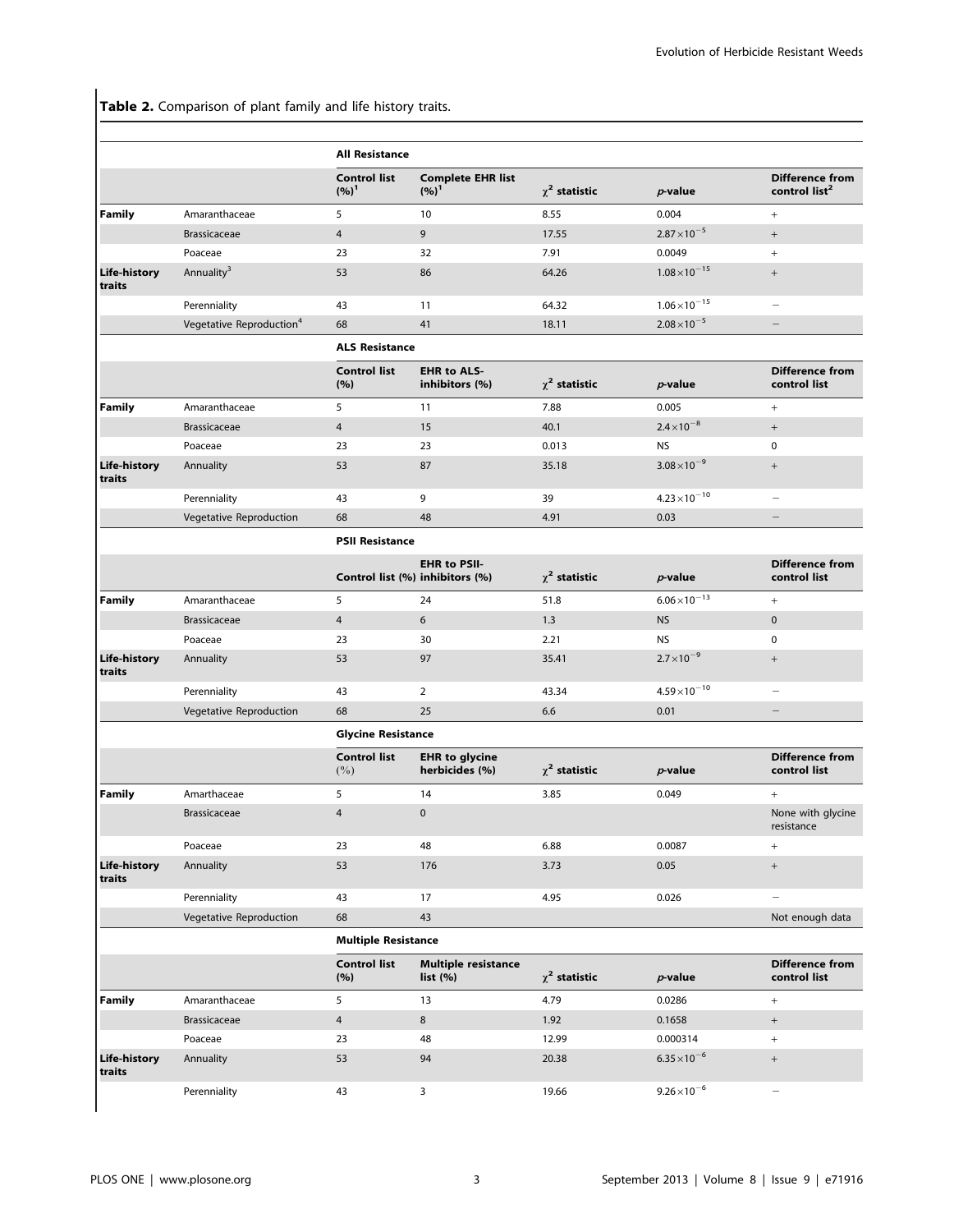**Table 2.** Comparison of plant family and life history traits.

| | | **All Resistance** | | | | |
|---|---|---|---|---|---|---|
| | | **Control list (%)**[1] | **Complete EHR list (%)**[1] | **$\chi^2$ statistic** | ***p*-value** | **Difference from control list**[2] |
| **Family** | Amaranthaceae | 5 | 10 | 8.55 | 0.004 | + |
| | Brassicaceae | 4 | 9 | 17.55 | $2.87\times10^{-5}$ | + |
| | Poaceae | 23 | 32 | 7.91 | 0.0049 | + |
| **Life-history traits** | Annuality[3] | 53 | 86 | 64.26 | $1.08\times10^{-15}$ | + |
| | Perenniality | 43 | 11 | 64.32 | $1.06\times10^{-15}$ | − |
| | Vegetative Reproduction[4] | 68 | 41 | 18.11 | $2.08\times10^{-5}$ | − |
| | | **ALS Resistance** | | | | |
| | | **Control list (%)** | **EHR to ALS-inhibitors (%)** | **$\chi^2$ statistic** | ***p*-value** | **Difference from control list** |
| **Family** | Amaranthaceae | 5 | 11 | 7.88 | 0.005 | + |
| | Brassicaceae | 4 | 15 | 40.1 | $2.4\times10^{-8}$ | + |
| | Poaceae | 23 | 23 | 0.013 | NS | 0 |
| **Life-history traits** | Annuality | 53 | 87 | 35.18 | $3.08\times10^{-9}$ | + |
| | Perenniality | 43 | 9 | 39 | $4.23\times10^{-10}$ | − |
| | Vegetative Reproduction | 68 | 48 | 4.91 | 0.03 | − |
| | | **PSII Resistance** | | | | |
| | | **Control list (%)** | **EHR to PSII-inhibitors (%)** | **$\chi^2$ statistic** | ***p*-value** | **Difference from control list** |
| **Family** | Amaranthaceae | 5 | 24 | 51.8 | $6.06\times10^{-13}$ | + |
| | Brassicaceae | 4 | 6 | 1.3 | NS | 0 |
| | Poaceae | 23 | 30 | 2.21 | NS | 0 |
| **Life-history traits** | Annuality | 53 | 97 | 35.41 | $2.7\times10^{-9}$ | + |
| | Perenniality | 43 | 2 | 43.34 | $4.59\times10^{-10}$ | − |
| | Vegetative Reproduction | 68 | 25 | 6.6 | 0.01 | − |
| | | **Glycine Resistance** | | | | |
| | | **Control list (%)** | **EHR to glycine herbicides (%)** | **$\chi^2$ statistic** | ***p*-value** | **Difference from control list** |
| **Family** | Amarthaceae | 5 | 14 | 3.85 | 0.049 | + |
| | Brassicaceae | 4 | 0 | | | None with glycine resistance |
| | Poaceae | 23 | 48 | 6.88 | 0.0087 | + |
| **Life-history traits** | Annuality | 53 | 176 | 3.73 | 0.05 | + |
| | Perenniality | 43 | 17 | 4.95 | 0.026 | − |
| | Vegetative Reproduction | 68 | 43 | | | Not enough data |
| | | **Multiple Resistance** | | | | |
| | | **Control list (%)** | **Multiple resistance list (%)** | **$\chi^2$ statistic** | ***p*-value** | **Difference from control list** |
| **Family** | Amaranthaceae | 5 | 13 | 4.79 | 0.0286 | + |
| | Brassicaceae | 4 | 8 | 1.92 | 0.1658 | + |
| | Poaceae | 23 | 48 | 12.99 | 0.000314 | + |
| **Life-history traits** | Annuality | 53 | 94 | 20.38 | $6.35\times10^{-6}$ | + |
| | Perenniality | 43 | 3 | 19.66 | $9.26\times10^{-6}$ | − |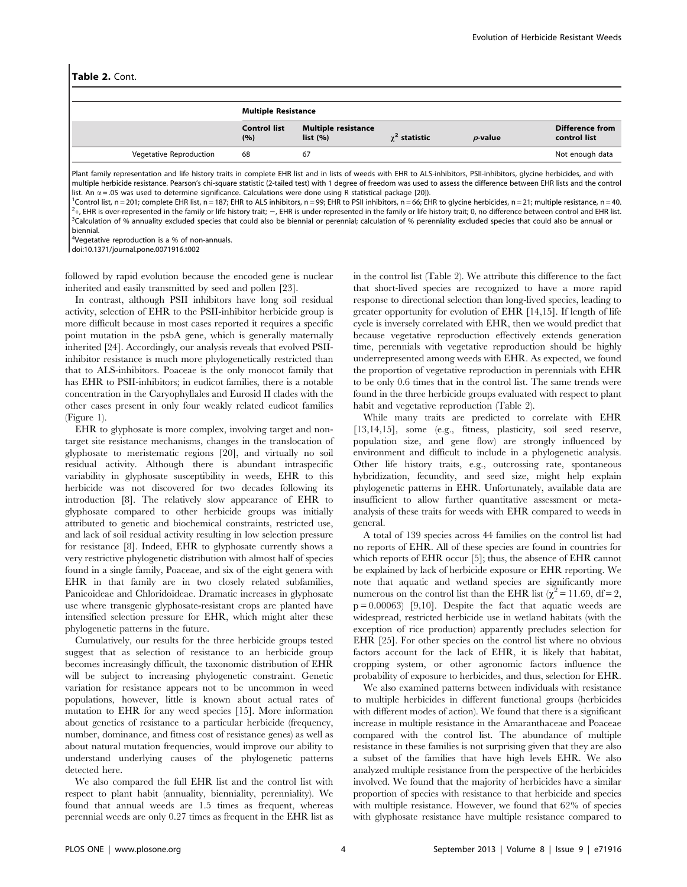**Table 2.** Cont.

| | Multiple Resistance | | | | |
|---|---|---|---|---|---|
| | Control list (%) | Multiple resistance list (%) | $\chi^2$ statistic | *p*-value | Difference from control list |
| Vegetative Reproduction | 68 | 67 | | | Not enough data |

Plant family representation and life history traits in complete EHR list and in lists of weeds with EHR to ALS-inhibitors, PSII-inhibitors, glycine herbicides, and with multiple herbicide resistance. Pearson's chi-square statistic (2-tailed test) with 1 degree of freedom was used to assess the difference between EHR lists and the control list. An $\alpha = .05$ was used to determine significance. Calculations were done using R statistical package [20]).

[1]Control list, n = 201; complete EHR list, n = 187; EHR to ALS inhibitors, n = 99; EHR to PSII inhibitors, n = 66; EHR to glycine herbicides, n = 21; multiple resistance, n = 40.

[2]+, EHR is over-represented in the family or life history trait; −, EHR is under-represented in the family or life history trait; 0, no difference between control and EHR list.

[3]Calculation of % annuality excluded species that could also be biennial or perennial; calculation of % perenniality excluded species that could also be annual or biennial.

[4]Vegetative reproduction is a % of non-annuals.

doi:10.1371/journal.pone.0071916.t002

followed by rapid evolution because the encoded gene is nuclear inherited and easily transmitted by seed and pollen [23].

In contrast, although PSII inhibitors have long soil residual activity, selection of EHR to the PSII-inhibitor herbicide group is more difficult because in most cases reported it requires a specific point mutation in the psbA gene, which is generally maternally inherited [24]. Accordingly, our analysis reveals that evolved PSII-inhibitor resistance is much more phylogenetically restricted than that to ALS-inhibitors. Poaceae is the only monocot family that has EHR to PSII-inhibitors; in eudicot families, there is a notable concentration in the Caryophyllales and Eurosid II clades with the other cases present in only four weakly related eudicot families (Figure 1).

EHR to glyphosate is more complex, involving target and non-target site resistance mechanisms, changes in the translocation of glyphosate to meristematic regions [20], and virtually no soil residual activity. Although there is abundant intraspecific variability in glyphosate susceptibility in weeds, EHR to this herbicide was not discovered for two decades following its introduction [8]. The relatively slow appearance of EHR to glyphosate compared to other herbicide groups was initially attributed to genetic and biochemical constraints, restricted use, and lack of soil residual activity resulting in low selection pressure for resistance [8]. Indeed, EHR to glyphosate currently shows a very restrictive phylogenetic distribution with almost half of species found in a single family, Poaceae, and six of the eight genera with EHR in that family are in two closely related subfamilies, Panicoideae and Chloridoideae. Dramatic increases in glyphosate use where transgenic glyphosate-resistant crops are planted have intensified selection pressure for EHR, which might alter these phylogenetic patterns in the future.

Cumulatively, our results for the three herbicide groups tested suggest that as selection of resistance to an herbicide group becomes increasingly difficult, the taxonomic distribution of EHR will be subject to increasing phylogenetic constraint. Genetic variation for resistance appears not to be uncommon in weed populations, however, little is known about actual rates of mutation to EHR for any weed species [15]. More information about genetics of resistance to a particular herbicide (frequency, number, dominance, and fitness cost of resistance genes) as well as about natural mutation frequencies, would improve our ability to understand underlying causes of the phylogenetic patterns detected here.

We also compared the full EHR list and the control list with respect to plant habit (annuality, bienniality, perenniality). We found that annual weeds are 1.5 times as frequent, whereas perennial weeds are only 0.27 times as frequent in the EHR list as in the control list (Table 2). We attribute this difference to the fact that short-lived species are recognized to have a more rapid response to directional selection than long-lived species, leading to greater opportunity for evolution of EHR [14,15]. If length of life cycle is inversely correlated with EHR, then we would predict that because vegetative reproduction effectively extends generation time, perennials with vegetative reproduction should be highly underrepresented among weeds with EHR. As expected, we found the proportion of vegetative reproduction in perennials with EHR to be only 0.6 times that in the control list. The same trends were found in the three herbicide groups evaluated with respect to plant habit and vegetative reproduction (Table 2).

While many traits are predicted to correlate with EHR [13,14,15], some (e.g., fitness, plasticity, soil seed reserve, population size, and gene flow) are strongly influenced by environment and difficult to include in a phylogenetic analysis. Other life history traits, e.g., outcrossing rate, spontaneous hybridization, fecundity, and seed size, might help explain phylogenetic patterns in EHR. Unfortunately, available data are insufficient to allow further quantitative assessment or meta-analysis of these traits for weeds with EHR compared to weeds in general.

A total of 139 species across 44 families on the control list had no reports of EHR. All of these species are found in countries for which reports of EHR occur [5]; thus, the absence of EHR cannot be explained by lack of herbicide exposure or EHR reporting. We note that aquatic and wetland species are significantly more numerous on the control list than the EHR list ($\chi^2 = 11.69$, df = 2, p = 0.00063) [9,10]. Despite the fact that aquatic weeds are widespread, restricted herbicide use in wetland habitats (with the exception of rice production) apparently precludes selection for EHR [25]. For other species on the control list where no obvious factors account for the lack of EHR, it is likely that habitat, cropping system, or other agronomic factors influence the probability of exposure to herbicides, and thus, selection for EHR.

We also examined patterns between individuals with resistance to multiple herbicides in different functional groups (herbicides with different modes of action). We found that there is a significant increase in multiple resistance in the Amaranthaceae and Poaceae compared with the control list. The abundance of multiple resistance in these families is not surprising given that they are also a subset of the families that have high levels EHR. We also analyzed multiple resistance from the perspective of the herbicides involved. We found that the majority of herbicides have a similar proportion of species with resistance to that herbicide and species with multiple resistance. However, we found that 62% of species with glyphosate resistance have multiple resistance compared to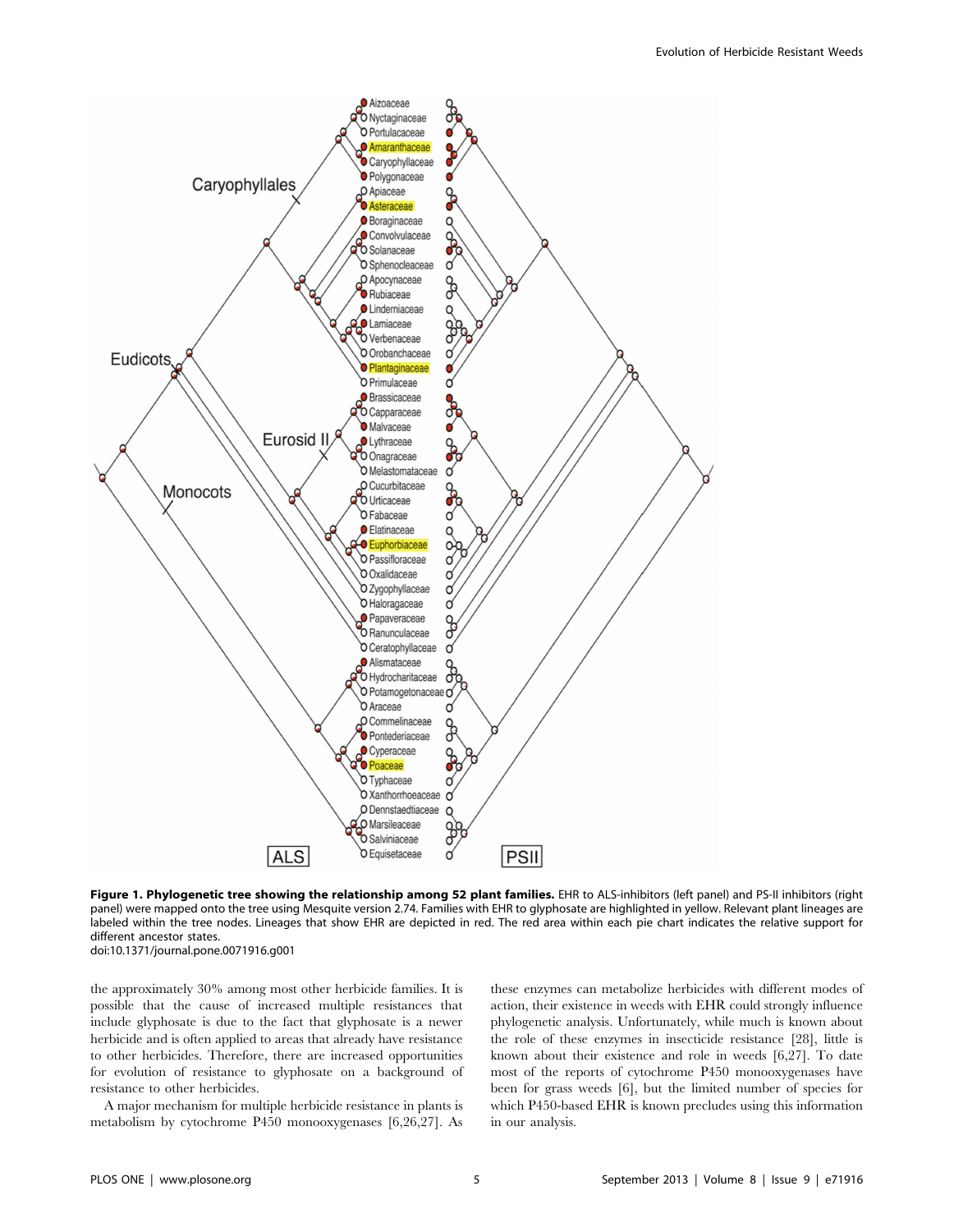**Figure 1. Phylogenetic tree showing the relationship among 52 plant families.** EHR to ALS-inhibitors (left panel) and PS-II inhibitors (right panel) were mapped onto the tree using Mesquite version 2.74. Families with EHR to glyphosate are highlighted in yellow. Relevant plant lineages are labeled within the tree nodes. Lineages that show EHR are depicted in red. The red area within each pie chart indicates the relative support for different ancestor states.
doi:10.1371/journal.pone.0071916.g001

the approximately 30% among most other herbicide families. It is possible that the cause of increased multiple resistances that include glyphosate is due to the fact that glyphosate is a newer herbicide and is often applied to areas that already have resistance to other herbicides. Therefore, there are increased opportunities for evolution of resistance to glyphosate on a background of resistance to other herbicides.

A major mechanism for multiple herbicide resistance in plants is metabolism by cytochrome P450 monooxygenases [6,26,27]. As these enzymes can metabolize herbicides with different modes of action, their existence in weeds with EHR could strongly influence phylogenetic analysis. Unfortunately, while much is known about the role of these enzymes in insecticide resistance [28], little is known about their existence and role in weeds [6,27]. To date most of the reports of cytochrome P450 monooxygenases have been for grass weeds [6], but the limited number of species for which P450-based EHR is known precludes using this information in our analysis.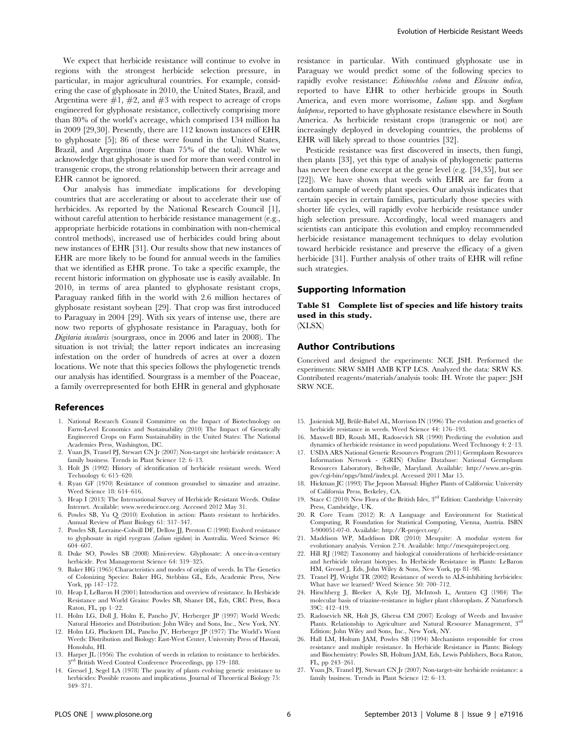We expect that herbicide resistance will continue to evolve in regions with the strongest herbicide selection pressure, in particular, in major agricultural countries. For example, considering the case of glyphosate in 2010, the United States, Brazil, and Argentina were #1, #2, and #3 with respect to acreage of crops engineered for glyphosate resistance, collectively comprising more than 80% of the world's acreage, which comprised 134 million ha in 2009 [29,30]. Presently, there are 112 known instances of EHR to glyphosate [5]; 86 of these were found in the United States, Brazil, and Argentina (more than 75% of the total). While we acknowledge that glyphosate is used for more than weed control in transgenic crops, the strong relationship between their acreage and EHR cannot be ignored.

Our analysis has immediate implications for developing countries that are accelerating or about to accelerate their use of herbicides. As reported by the National Research Council [1], without careful attention to herbicide resistance management (e.g., appropriate herbicide rotations in combination with non-chemical control methods), increased use of herbicides could bring about new instances of EHR [31]. Our results show that new instances of EHR are more likely to be found for annual weeds in the families that we identified as EHR prone. To take a specific example, the recent historic information on glyphosate use is easily available. In 2010, in terms of area planted to glyphosate resistant crops, Paraguay ranked fifth in the world with 2.6 million hectares of glyphosate resistant soybean [29]. That crop was first introduced to Paraguay in 2004 [29]. With six years of intense use, there are now two reports of glyphosate resistance in Paraguay, both for *Digitaria insularis* (sourgrass, once in 2006 and later in 2008). The situation is not trivial; the latter report indicates an increasing infestation on the order of hundreds of acres at over a dozen locations. We note that this species follows the phylogenetic trends our analysis has identified. Sourgrass is a member of the Poaceae, a family overrepresented for both EHR in general and glyphosate resistance in particular. With continued glyphosate use in Paraguay we would predict some of the following species to rapidly evolve resistance: *Echinochloa colona* and *Eleusine indica*, reported to have EHR to other herbicide groups in South America, and even more worrisome, *Lolium* spp. and *Sorghum halepense*, reported to have glyphosate resistance elsewhere in South America. As herbicide resistant crops (transgenic or not) are increasingly deployed in developing countries, the problems of EHR will likely spread to those countries [32].

Pesticide resistance was first discovered in insects, then fungi, then plants [33], yet this type of analysis of phylogenetic patterns has never been done except at the gene level (e.g. [34,35], but see [22]). We have shown that weeds with EHR are far from a random sample of weedy plant species. Our analysis indicates that certain species in certain families, particularly those species with shorter life cycles, will rapidly evolve herbicide resistance under high selection pressure. Accordingly, local weed managers and scientists can anticipate this evolution and employ recommended herbicide resistance management techniques to delay evolution toward herbicide resistance and preserve the efficacy of a given herbicide [31]. Further analysis of other traits of EHR will refine such strategies.

## Supporting Information

**Table S1 Complete list of species and life history traits used in this study.**
(XLSX)

## Author Contributions

Conceived and designed the experiments: NCE JSH. Performed the experiments: SRW SMH AMB KTP LCS. Analyzed the data: SRW KS. Contributed reagents/materials/analysis tools: IH. Wrote the paper: JSH SRW NCE.

## References

1. National Research Council Committee on the Impact of Biotechnology on Farm-Level Economics and Sustainability (2010) The Impact of Genetically Engineered Crops on Farm Sustainability in the United States: The National Academies Press, Washington, DC.
2. Yuan JS, Tranel PJ, Stewart CN Jr (2007) Non-target site herbicide resistance: A family business. Trends in Plant Science 12: 6–13.
3. Holt JS (1992) History of identification of herbicide resistant weeds. Weed Technology 6: 615–620.
4. Ryan GF (1970) Resistance of common groundsel to simazine and atrazine. Weed Science 18: 614–616.
5. Heap I (2013) The International Survey of Herbicide Resistant Weeds. Online Internet. Available: www.weedscience.org. Accessed 2012 May 31.
6. Powles SB, Yu Q (2010) Evolution in action: Plants resistant to herbicides. Annual Review of Plant Biology 61: 317–347.
7. Powles SB, Lorraine-Colwill DF, Dellow JJ, Preston C (1998) Evolved resistance to glyphosate in rigid ryegrass (*Lolium rigidum*) in Australia. Weed Science 46: 604–607.
8. Duke SO, Powles SB (2008) Mini-review. Glyphosate: A once-in-a-century herbicide. Pest Management Science 64: 319–325.
9. Baker HG (1965) Characteristics and modes of origin of weeds. In The Genetics of Colonizing Species: Baker HG, Stebbins GL, Eds, Academic Press, New York, pp 147–172.
10. Heap I, LeBaron H (2001) Introduction and overview of resistance. In Herbicide Resistance and World Grains: Powles SB, Shaner DL, Eds, CRC Press, Boca Raton, FL, pp 1–22.
11. Holm LG, Doll J, Holm E, Pancho JV, Herberger JP (1997) World Weeds: Natural Histories and Distribution: John Wiley and Sons, Inc., New York, NY.
12. Holm LG, Plucknett DL, Pancho JV, Herberger JP (1977) The World's Worst Weeds: Distribution and Biology: East-West Center, University Press of Hawaii, Honolulu, HI.
13. Harper JL (1956) The evolution of weeds in relation to resistance to herbicides. 3rd British Weed Control Conference Proceedings, pp 179–188.
14. Gressel J, Segel LA (1978) The paucity of plants evolving genetic resistance to herbicides: Possible reasons and implications. Journal of Theoretical Biology 75: 349–371.
15. Jasieniuk MJ, Brûlé-Babel AL, Morrison IN (1996) The evolution and genetics of herbicide resistance in weeds. Weed Science 44: 176–193.
16. Maxwell BD, Roush ML, Radosevich SR (1990) Predicting the evolution and dynamics of herbicide resistance in weed populations. Weed Technoogy 4: 2–13.
17. USDA ARS National Genetic Resources Program (2011) Germplasm Resources Information Network - (GRIN) Online Database: National Germplasm Resources Laboratory, Beltsville, Maryland. Available: http://www.ars-grin.gov/cgi-bin/npgs/html/index.pl. Accessed 2011 Mar 15.
18. Hickman JC (1993) The Jepson Manual: Higher Plants of California: University of California Press, Berkeley, CA.
19. Stace C (2010) New Flora of the British Isles, 3rd Edition: Cambridge University Press, Cambridge, UK.
20. R Core Team (2012) R: A Language and Environment for Statistical Computing, R Foundation for Statistical Computing, Vienna, Austria. ISBN 3-900051-07-0. Available: http://R-project.org/.
21. Maddison WP, Maddison DR (2010) Mesquite: A modular system for evolutionary analysis. Version 2.74. Available: http://mesquiteproject.org.
22. Hill RJ (1982) Taxonomy and biological considerations of herbicide-resistance and herbicide tolerant biotypes. In Herbicide Resistance in Plants: LeBaron HM, Gressel J, Eds, John Wiley & Sons, New York, pp 81–98.
23. Tranel PJ, Wright TR (2002) Resistance of weeds to ALS-inhibiting herbicides: What have we learned? Weed Science 50: 700–712.
24. Hirschberg J, Bleeker A, Kyle DJ, McIntosh L, Arntzen CJ (1984) The molecular basis of triazine-resistance in higher plant chloroplasts. Z Naturforsch 39C: 412–419.
25. Radosevich SR, Holt JS, Ghersa CM (2007) Ecology of Weeds and Invasive Plants. Relationship to Agriculture and Natural Resource Management, 3rd Edition: John Wiley and Sons, Inc., New York, NY.
26. Hall LM, Holtum JAM, Powles SB (1994) Mechanisms responsible for cross resistance and multiple resistance. In Herbicide Resistance in Plants: Biology and Biochemistry: Powles SB, Holtum JAM, Eds, Lewis Publishers, Boca Raton, FL, pp 243–261.
27. Yuan JS, Tranel PJ, Stewart CN Jr (2007) Non-target-site herbicide resistance: a family business. Trends in Plant Science 12: 6–13.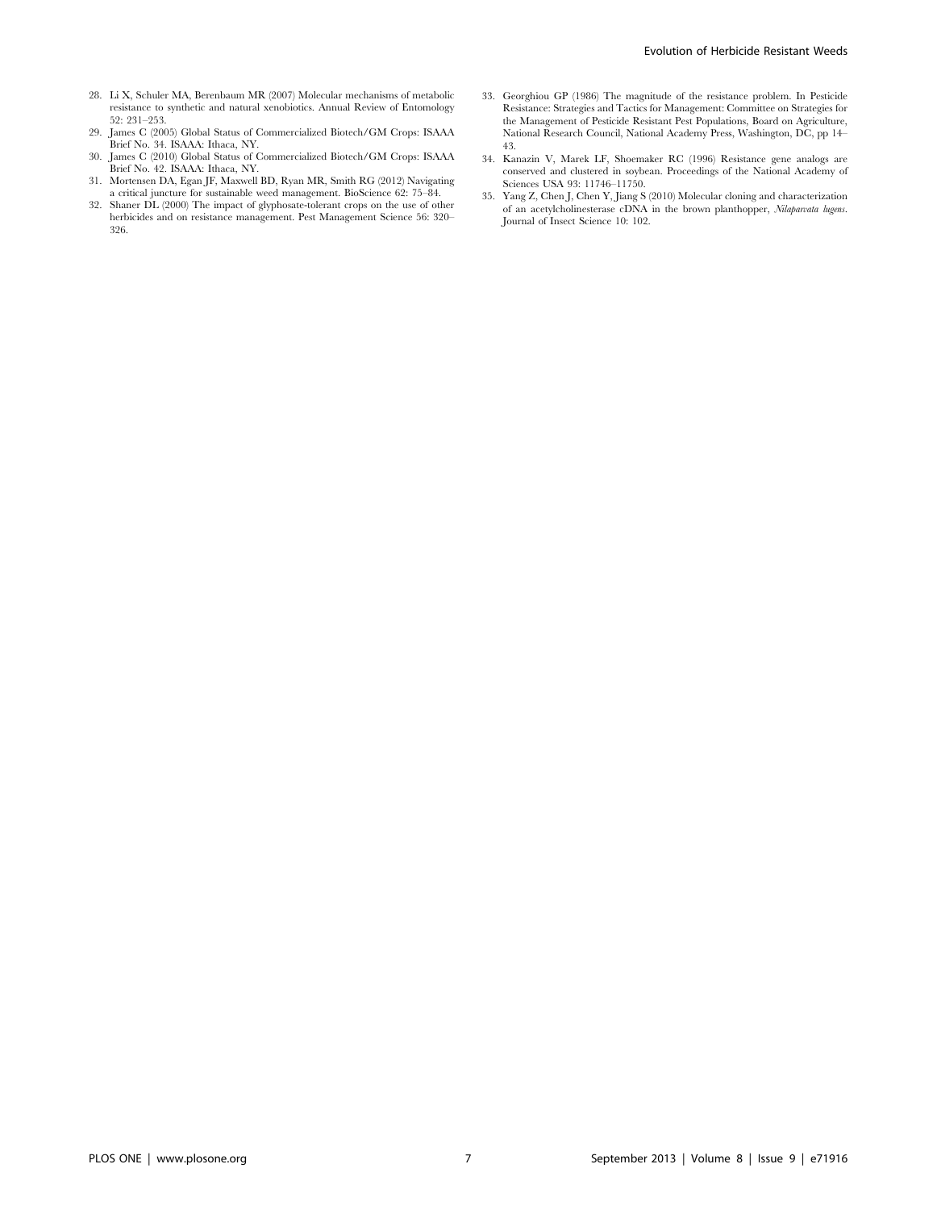28. Li X, Schuler MA, Berenbaum MR (2007) Molecular mechanisms of metabolic resistance to synthetic and natural xenobiotics. Annual Review of Entomology 52: 231–253.
29. James C (2005) Global Status of Commercialized Biotech/GM Crops: ISAAA Brief No. 34. ISAAA: Ithaca, NY.
30. James C (2010) Global Status of Commercialized Biotech/GM Crops: ISAAA Brief No. 42. ISAAA: Ithaca, NY.
31. Mortensen DA, Egan JF, Maxwell BD, Ryan MR, Smith RG (2012) Navigating a critical juncture for sustainable weed management. BioScience 62: 75–84.
32. Shaner DL (2000) The impact of glyphosate-tolerant crops on the use of other herbicides and on resistance management. Pest Management Science 56: 320–326.
33. Georghiou GP (1986) The magnitude of the resistance problem. In Pesticide Resistance: Strategies and Tactics for Management: Committee on Strategies for the Management of Pesticide Resistant Pest Populations, Board on Agriculture, National Research Council, National Academy Press, Washington, DC, pp 14–43.
34. Kanazin V, Marek LF, Shoemaker RC (1996) Resistance gene analogs are conserved and clustered in soybean. Proceedings of the National Academy of Sciences USA 93: 11746–11750.
35. Yang Z, Chen J, Chen Y, Jiang S (2010) Molecular cloning and characterization of an acetylcholinesterase cDNA in the brown planthopper, *Nilaparvata lugens*. Journal of Insect Science 10: 102.